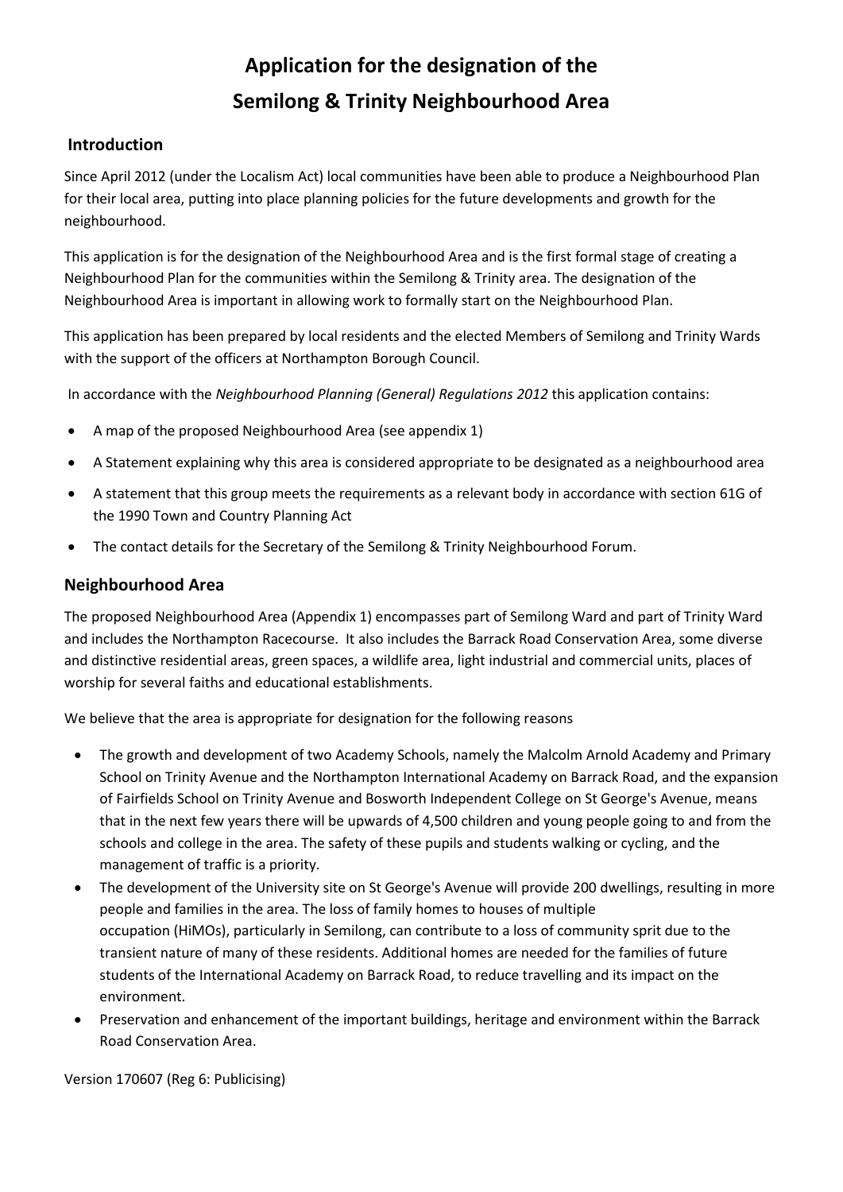# Application for the designation of the Semilong & Trinity Neighbourhood Area

## Introduction

Since April 2012 (under the Localism Act) local communities have been able to produce a Neighbourhood Plan for their local area, putting into place planning policies for the future developments and growth for the neighbourhood.

This application is for the designation of the Neighbourhood Area and is the first formal stage of creating a Neighbourhood Plan for the communities within the Semilong & Trinity area. The designation of the Neighbourhood Area is important in allowing work to formally start on the Neighbourhood Plan.

This application has been prepared by local residents and the elected Members of Semilong and Trinity Wards with the support of the officers at Northampton Borough Council.

In accordance with the *Neighbourhood Planning (General) Regulations 2012* this application contains:

- A map of the proposed Neighbourhood Area (see appendix 1)
- A Statement explaining why this area is considered appropriate to be designated as a neighbourhood area
- A statement that this group meets the requirements as a relevant body in accordance with section 61G of the 1990 Town and Country Planning Act
- The contact details for the Secretary of the Semilong & Trinity Neighbourhood Forum.

## Neighbourhood Area

The proposed Neighbourhood Area (Appendix 1) encompasses part of Semilong Ward and part of Trinity Ward and includes the Northampton Racecourse. It also includes the Barrack Road Conservation Area, some diverse and distinctive residential areas, green spaces, a wildlife area, light industrial and commercial units, places of worship for several faiths and educational establishments.

We believe that the area is appropriate for designation for the following reasons

- The growth and development of two Academy Schools, namely the Malcolm Arnold Academy and Primary School on Trinity Avenue and the Northampton International Academy on Barrack Road, and the expansion of Fairfields School on Trinity Avenue and Bosworth Independent College on St George's Avenue, means that in the next few years there will be upwards of 4,500 children and young people going to and from the schools and college in the area. The safety of these pupils and students walking or cycling, and the management of traffic is a priority.
- The development of the University site on St George's Avenue will provide 200 dwellings, resulting in more people and families in the area. The loss of family homes to houses of multiple occupation (HiMOs), particularly in Semilong, can contribute to a loss of community sprit due to the transient nature of many of these residents. Additional homes are needed for the families of future students of the International Academy on Barrack Road, to reduce travelling and its impact on the environment.
- Preservation and enhancement of the important buildings, heritage and environment within the Barrack Road Conservation Area.

Version 170607 (Reg 6: Publicising)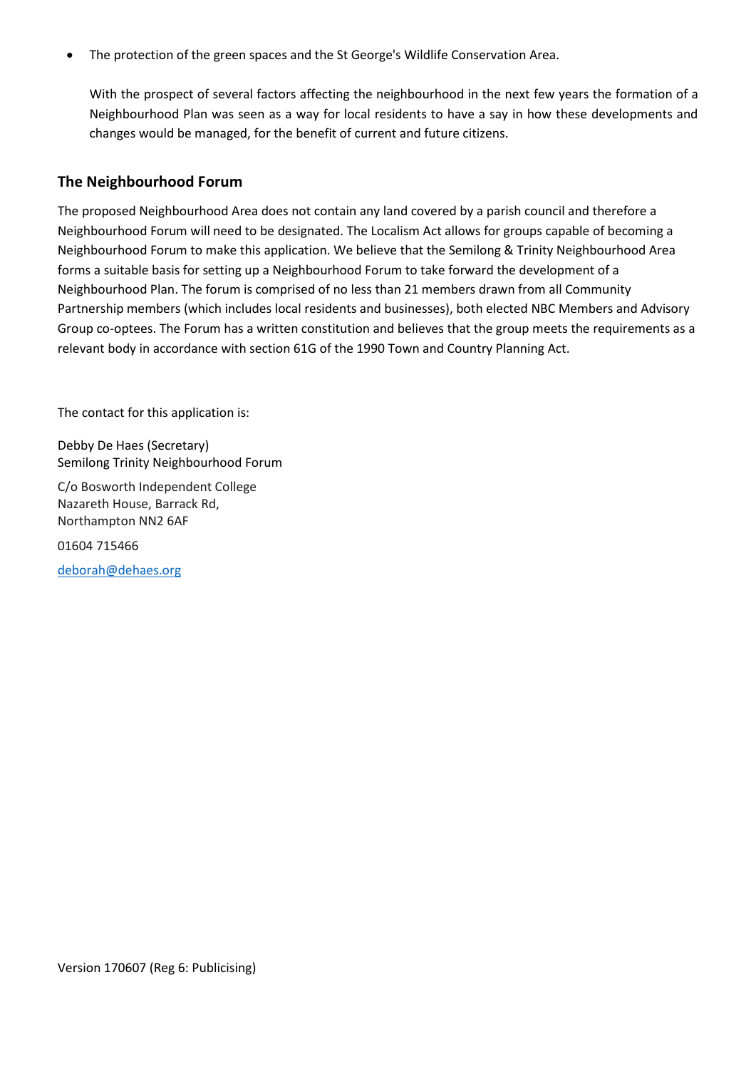- The protection of the green spaces and the St George's Wildlife Conservation Area.

  With the prospect of several factors affecting the neighbourhood in the next few years the formation of a Neighbourhood Plan was seen as a way for local residents to have a say in how these developments and changes would be managed, for the benefit of current and future citizens.

## The Neighbourhood Forum

The proposed Neighbourhood Area does not contain any land covered by a parish council and therefore a Neighbourhood Forum will need to be designated. The Localism Act allows for groups capable of becoming a Neighbourhood Forum to make this application. We believe that the Semilong & Trinity Neighbourhood Area forms a suitable basis for setting up a Neighbourhood Forum to take forward the development of a Neighbourhood Plan. The forum is comprised of no less than 21 members drawn from all Community Partnership members (which includes local residents and businesses), both elected NBC Members and Advisory Group co-optees. The Forum has a written constitution and believes that the group meets the requirements as a relevant body in accordance with section 61G of the 1990 Town and Country Planning Act.

The contact for this application is:

Debby De Haes (Secretary)
Semilong Trinity Neighbourhood Forum

C/o Bosworth Independent College
Nazareth House, Barrack Rd,
Northampton NN2 6AF

01604 715466

deborah@dehaes.org

Version 170607 (Reg 6: Publicising)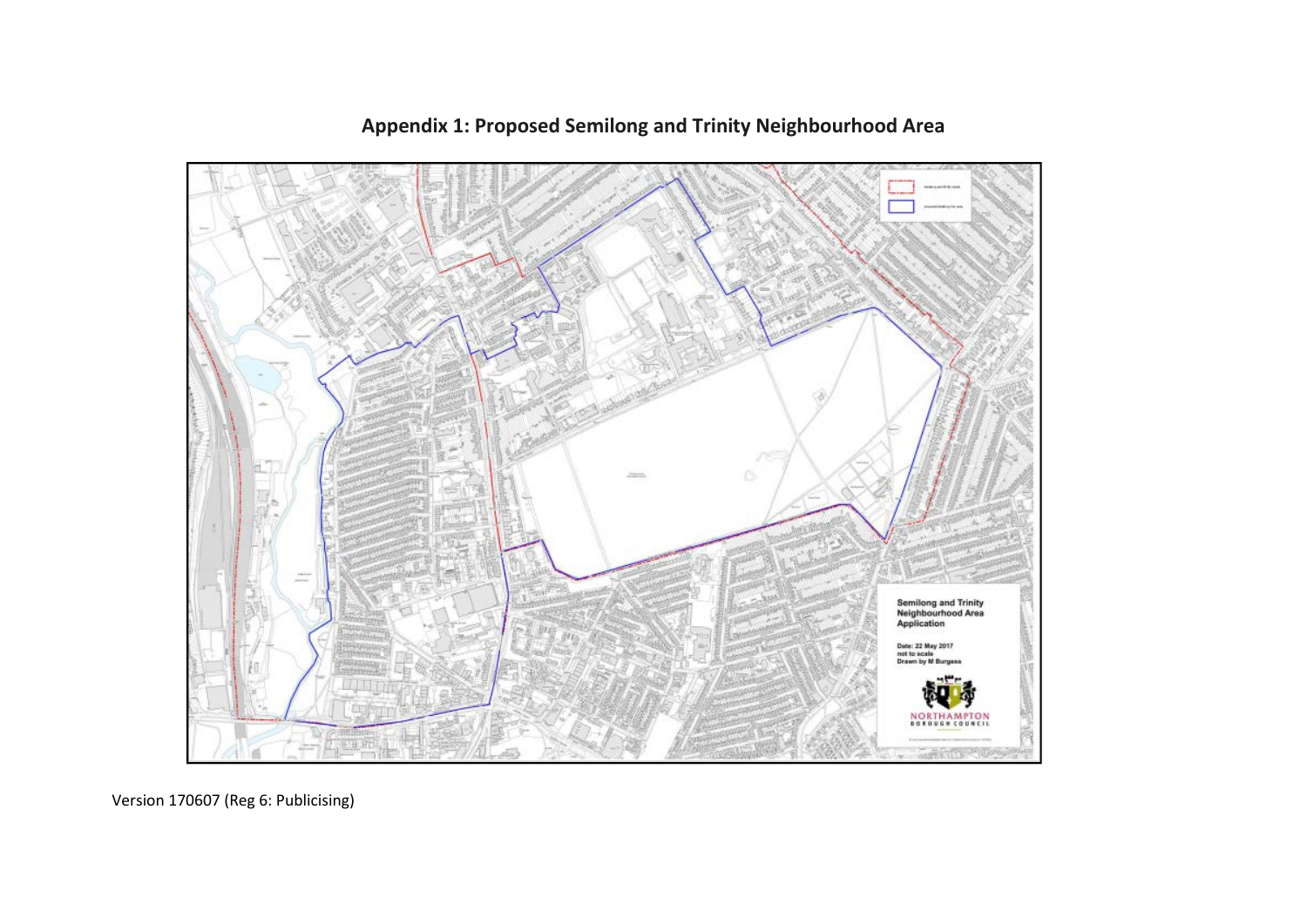## Appendix 1: Proposed Semilong and Trinity Neighbourhood Area

Semilong and Trinity Neighbourhood Area Application

Date: 22 May 2017
not to scale
Drawn by M Burgess

NORTHAMPTON
BOROUGH COUNCIL

Version 170607 (Reg 6: Publicising)